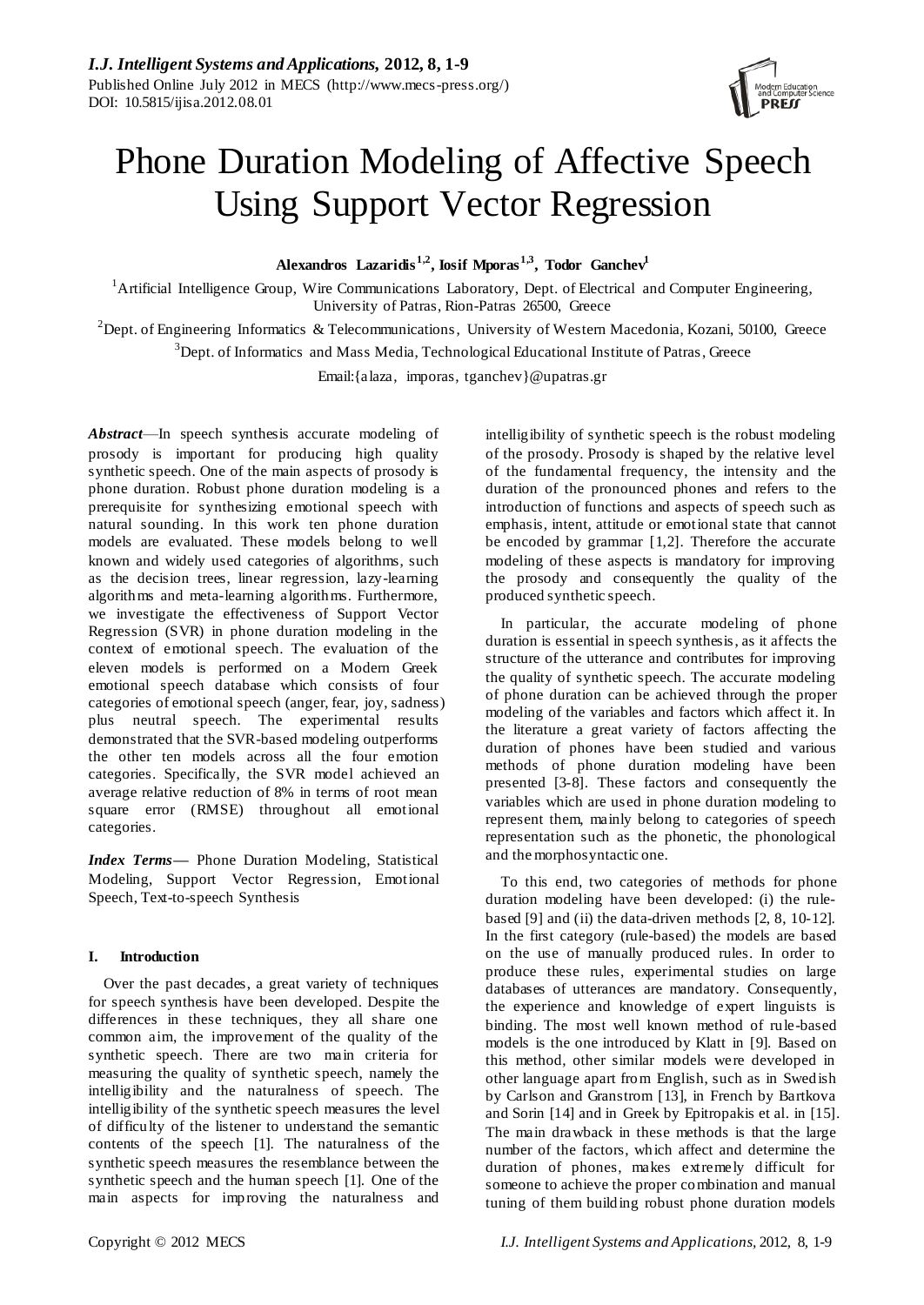# Phone Duration Modeling of Affective Speech Using Support Vector Regression

**Alexandros Lazaridis[1,2], Iosif Mporas[1,3], Todor Ganchev[1]**

[1]Artificial Intelligence Group, Wire Communications Laboratory, Dept. of Electrical and Computer Engineering, University of Patras, Rion-Patras 26500, Greece

[2]Dept. of Engineering Informatics & Telecommunications, University of Western Macedonia, Kozani, 50100, Greece

[3]Dept. of Informatics and Mass Media, Technological Educational Institute of Patras, Greece

Email:{alaza, imporas, tganchev}@upatras.gr

***Abstract***—In speech synthesis accurate modeling of prosody is important for producing high quality synthetic speech. One of the main aspects of prosody is phone duration. Robust phone duration modeling is a prerequisite for synthesizing emotional speech with natural sounding. In this work ten phone duration models are evaluated. These models belong to well known and widely used categories of algorithms, such as the decision trees, linear regression, lazy-learning algorithms and meta-learning algorithms. Furthermore, we investigate the effectiveness of Support Vector Regression (SVR) in phone duration modeling in the context of emotional speech. The evaluation of the eleven models is performed on a Modern Greek emotional speech database which consists of four categories of emotional speech (anger, fear, joy, sadness) plus neutral speech. The experimental results demonstrated that the SVR-based modeling outperforms the other ten models across all the four emotion categories. Specifically, the SVR model achieved an average relative reduction of 8% in terms of root mean square error (RMSE) throughout all emotional categories.

***Index Terms***— Phone Duration Modeling, Statistical Modeling, Support Vector Regression, Emotional Speech, Text-to-speech Synthesis

## I. Introduction

Over the past decades, a great variety of techniques for speech synthesis have been developed. Despite the differences in these techniques, they all share one common aim, the improvement of the quality of the synthetic speech. There are two main criteria for measuring the quality of synthetic speech, namely the intelligibility and the naturalness of speech. The intelligibility of the synthetic speech measures the level of difficulty of the listener to understand the semantic contents of the speech [1]. The naturalness of the synthetic speech measures the resemblance between the synthetic speech and the human speech [1]. One of the main aspects for improving the naturalness and intelligibility of synthetic speech is the robust modeling of the prosody. Prosody is shaped by the relative level of the fundamental frequency, the intensity and the duration of the pronounced phones and refers to the introduction of functions and aspects of speech such as emphasis, intent, attitude or emotional state that cannot be encoded by grammar [1,2]. Therefore the accurate modeling of these aspects is mandatory for improving the prosody and consequently the quality of the produced synthetic speech.

In particular, the accurate modeling of phone duration is essential in speech synthesis, as it affects the structure of the utterance and contributes for improving the quality of synthetic speech. The accurate modeling of phone duration can be achieved through the proper modeling of the variables and factors which affect it. In the literature a great variety of factors affecting the duration of phones have been studied and various methods of phone duration modeling have been presented [3-8]. These factors and consequently the variables which are used in phone duration modeling to represent them, mainly belong to categories of speech representation such as the phonetic, the phonological and the morphosyntactic one.

To this end, two categories of methods for phone duration modeling have been developed: (i) the rule-based [9] and (ii) the data-driven methods [2, 8, 10-12]. In the first category (rule-based) the models are based on the use of manually produced rules. In order to produce these rules, experimental studies on large databases of utterances are mandatory. Consequently, the experience and knowledge of expert linguists is binding. The most well known method of rule-based models is the one introduced by Klatt in [9]. Based on this method, other similar models were developed in other language apart from English, such as in Swedish by Carlson and Granstrom [13], in French by Bartkova and Sorin [14] and in Greek by Epitropakis et al. in [15]. The main drawback in these methods is that the large number of the factors, which affect and determine the duration of phones, makes extremely difficult for someone to achieve the proper combination and manual tuning of them building robust phone duration models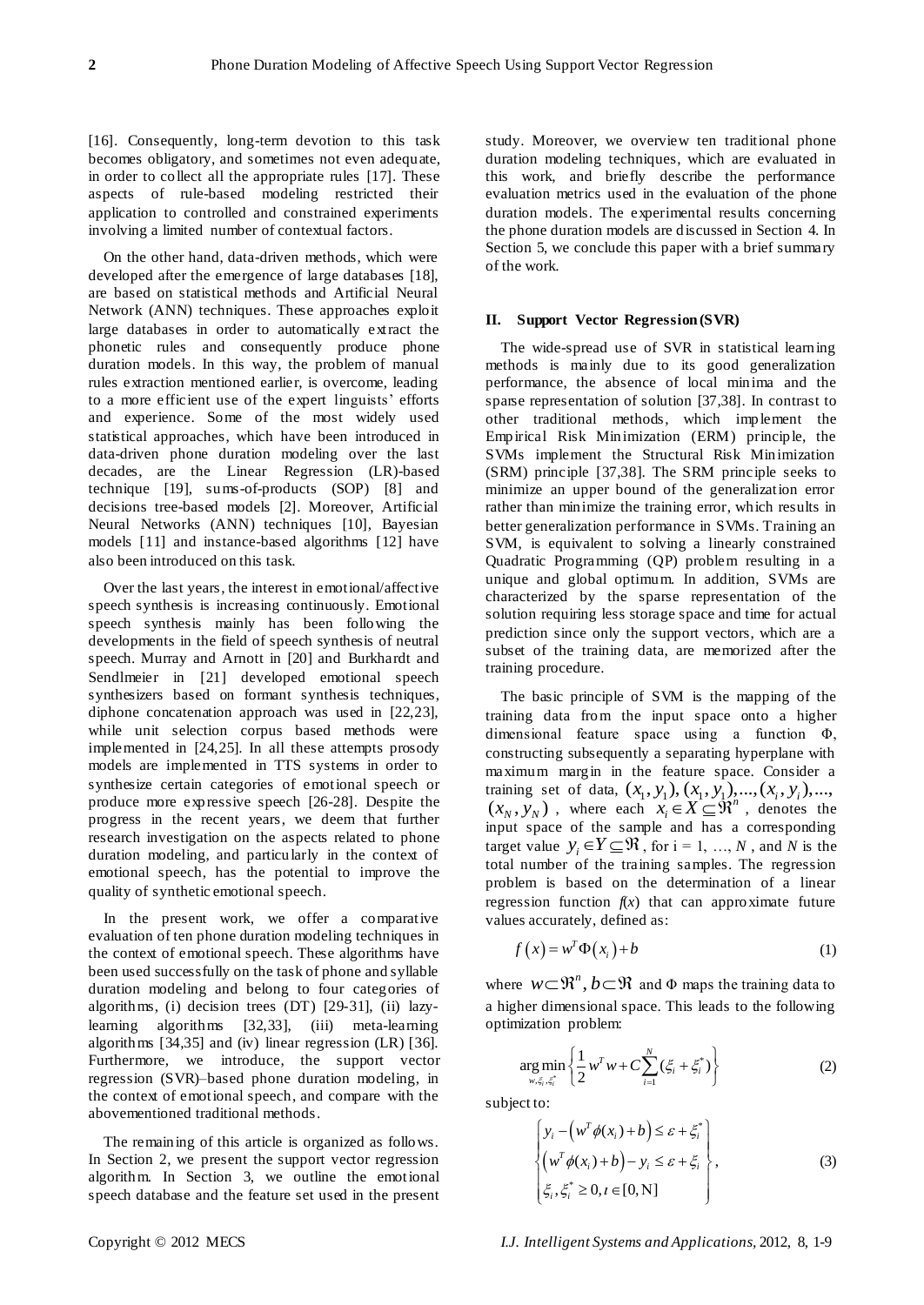[16]. Consequently, long-term devotion to this task becomes obligatory, and sometimes not even adequate, in order to collect all the appropriate rules [17]. These aspects of rule-based modeling restricted their application to controlled and constrained experiments involving a limited number of contextual factors.

On the other hand, data-driven methods, which were developed after the emergence of large databases [18], are based on statistical methods and Artificial Neural Network (ANN) techniques. These approaches exploit large databases in order to automatically extract the phonetic rules and consequently produce phone duration models. In this way, the problem of manual rules extraction mentioned earlier, is overcome, leading to a more efficient use of the expert linguists' efforts and experience. Some of the most widely used statistical approaches, which have been introduced in data-driven phone duration modeling over the last decades, are the Linear Regression (LR)-based technique [19], sums-of-products (SOP) [8] and decisions tree-based models [2]. Moreover, Artificial Neural Networks (ANN) techniques [10], Bayesian models [11] and instance-based algorithms [12] have also been introduced on this task.

Over the last years, the interest in emotional/affective speech synthesis is increasing continuously. Emotional speech synthesis mainly has been following the developments in the field of speech synthesis of neutral speech. Murray and Arnott in [20] and Burkhardt and Sendlmeier in [21] developed emotional speech synthesizers based on formant synthesis techniques, diphone concatenation approach was used in [22,23], while unit selection corpus based methods were implemented in [24,25]. In all these attempts prosody models are implemented in TTS systems in order to synthesize certain categories of emotional speech or produce more expressive speech [26-28]. Despite the progress in the recent years, we deem that further research investigation on the aspects related to phone duration modeling, and particularly in the context of emotional speech, has the potential to improve the quality of synthetic emotional speech.

In the present work, we offer a comparative evaluation of ten phone duration modeling techniques in the context of emotional speech. These algorithms have been used successfully on the task of phone and syllable duration modeling and belong to four categories of algorithms, (i) decision trees (DT) [29-31], (ii) lazy-learning algorithms [32,33], (iii) meta-learning algorithms [34,35] and (iv) linear regression (LR) [36]. Furthermore, we introduce, the support vector regression (SVR)–based phone duration modeling, in the context of emotional speech, and compare with the abovementioned traditional methods.

The remaining of this article is organized as follows. In Section 2, we present the support vector regression algorithm. In Section 3, we outline the emotional speech database and the feature set used in the present study. Moreover, we overview ten traditional phone duration modeling techniques, which are evaluated in this work, and briefly describe the performance evaluation metrics used in the evaluation of the phone duration models. The experimental results concerning the phone duration models are discussed in Section 4. In Section 5, we conclude this paper with a brief summary of the work.

## II. Support Vector Regression (SVR)

The wide-spread use of SVR in statistical learning methods is mainly due to its good generalization performance, the absence of local minima and the sparse representation of solution [37,38]. In contrast to other traditional methods, which implement the Empirical Risk Minimization (ERM) principle, the SVMs implement the Structural Risk Minimization (SRM) principle [37,38]. The SRM principle seeks to minimize an upper bound of the generalization error rather than minimize the training error, which results in better generalization performance in SVMs. Training an SVM, is equivalent to solving a linearly constrained Quadratic Programming (QP) problem resulting in a unique and global optimum. In addition, SVMs are characterized by the sparse representation of the solution requiring less storage space and time for actual prediction since only the support vectors, which are a subset of the training data, are memorized after the training procedure.

The basic principle of SVM is the mapping of the training data from the input space onto a higher dimensional feature space using a function $\Phi$, constructing subsequently a separating hyperplane with maximum margin in the feature space. Consider a training set of data, $(x_1, y_1), (x_1, y_1), ..., (x_i, y_i), ..., (x_N, y_N)$, where each $x_i \in X \subseteq \Re^n$, denotes the input space of the sample and has a corresponding target value $y_i \in Y \subseteq \Re$, for i = 1, ..., $N$, and $N$ is the total number of the training samples. The regression problem is based on the determination of a linear regression function $f(x)$ that can approximate future values accurately, defined as:

$$f(x) = w^T \Phi(x_i) + b \tag{1}$$

where $w \subset \Re^n, b \subset \Re$ and $\Phi$ maps the training data to a higher dimensional space. This leads to the following optimization problem:

$$\underset{w, \xi_i, \xi_i^*}{\arg\min} \left\{ \frac{1}{2} w^T w + C \sum_{i=1}^{N} (\xi_i + \xi_i^*) \right\} \tag{2}$$

subject to:

$$\left\{ \begin{array}{l} y_i - \left( w^T \phi(x_i) + b \right) \le \varepsilon + \xi_i^* \\ \left( w^T \phi(x_i) + b \right) - y_i \le \varepsilon + \xi_i \\ \xi_i, \xi_i^* \ge 0, t \in [0, \mathrm{N}] \end{array} \right\}, \tag{3}$$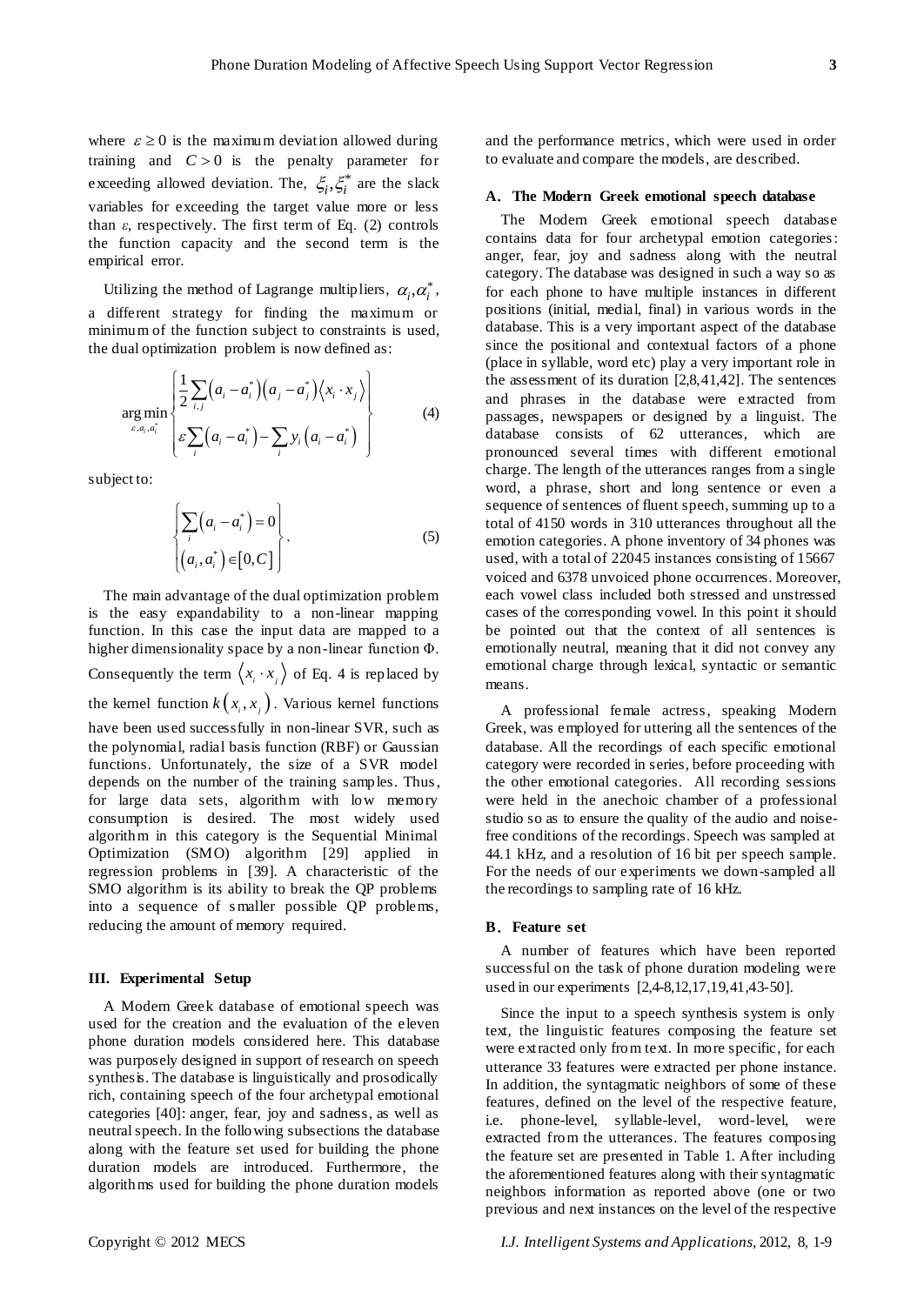where $\varepsilon \geq 0$ is the maximum deviation allowed during training and $C > 0$ is the penalty parameter for exceeding allowed deviation. The, $\xi_i, \xi_i^*$ are the slack variables for exceeding the target value more or less than $\varepsilon$, respectively. The first term of Eq. (2) controls the function capacity and the second term is the empirical error.

Utilizing the method of Lagrange multipliers, $\alpha_i, \alpha_i^*$, a different strategy for finding the maximum or minimum of the function subject to constraints is used, the dual optimization problem is now defined as:

$$\arg\min_{\varepsilon, a_i, a_i^*} \left\{ \begin{array}{l} \frac{1}{2}\sum_{i,j}\left(a_i - a_i^*\right)\left(a_j - a_j^*\right)\left\langle x_i \cdot x_j \right\rangle \\ \varepsilon\sum_i\left(a_i - a_i^*\right) - \sum_i y_i\left(a_i - a_i^*\right) \end{array} \right\} \tag{4}$$

subject to:

$$\left\{ \begin{array}{l} \sum_i\left(a_i - a_i^*\right) = 0 \\ \left(a_i, a_i^*\right) \in \left[0, C\right] \end{array} \right\}. \tag{5}$$

The main advantage of the dual optimization problem is the easy expandability to a non-linear mapping function. In this case the input data are mapped to a higher dimensionality space by a non-linear function $\Phi$. Consequently the term $\left\langle x_i \cdot x_j \right\rangle$ of Eq. 4 is replaced by the kernel function $k\left(x_i, x_j\right)$. Various kernel functions have been used successfully in non-linear SVR, such as the polynomial, radial basis function (RBF) or Gaussian functions. Unfortunately, the size of a SVR model depends on the number of the training samples. Thus, for large data sets, algorithm with low memory consumption is desired. The most widely used algorithm in this category is the Sequential Minimal Optimization (SMO) algorithm [29] applied in regression problems in [39]. A characteristic of the SMO algorithm is its ability to break the QP problems into a sequence of smaller possible QP problems, reducing the amount of memory required.

## III. Experimental Setup

A Modern Greek database of emotional speech was used for the creation and the evaluation of the eleven phone duration models considered here. This database was purposely designed in support of research on speech synthesis. The database is linguistically and prosodically rich, containing speech of the four archetypal emotional categories [40]: anger, fear, joy and sadness, as well as neutral speech. In the following subsections the database along with the feature set used for building the phone duration models are introduced. Furthermore, the algorithms used for building the phone duration models and the performance metrics, which were used in order to evaluate and compare the models, are described.

### A. The Modern Greek emotional speech database

The Modern Greek emotional speech database contains data for four archetypal emotion categories: anger, fear, joy and sadness along with the neutral category. The database was designed in such a way so as for each phone to have multiple instances in different positions (initial, medial, final) in various words in the database. This is a very important aspect of the database since the positional and contextual factors of a phone (place in syllable, word etc) play a very important role in the assessment of its duration [2,8,41,42]. The sentences and phrases in the database were extracted from passages, newspapers or designed by a linguist. The database consists of 62 utterances, which are pronounced several times with different emotional charge. The length of the utterances ranges from a single word, a phrase, short and long sentence or even a sequence of sentences of fluent speech, summing up to a total of 4150 words in 310 utterances throughout all the emotion categories. A phone inventory of 34 phones was used, with a total of 22045 instances consisting of 15667 voiced and 6378 unvoiced phone occurrences. Moreover, each vowel class included both stressed and unstressed cases of the corresponding vowel. In this point it should be pointed out that the context of all sentences is emotionally neutral, meaning that it did not convey any emotional charge through lexical, syntactic or semantic means.

A professional female actress, speaking Modern Greek, was employed for uttering all the sentences of the database. All the recordings of each specific emotional category were recorded in series, before proceeding with the other emotional categories. All recording sessions were held in the anechoic chamber of a professional studio so as to ensure the quality of the audio and noise-free conditions of the recordings. Speech was sampled at 44.1 kHz, and a resolution of 16 bit per speech sample. For the needs of our experiments we down-sampled all the recordings to sampling rate of 16 kHz.

### B. Feature set

A number of features which have been reported successful on the task of phone duration modeling were used in our experiments [2,4-8,12,17,19,41,43-50].

Since the input to a speech synthesis system is only text, the linguistic features composing the feature set were extracted only from text. In more specific, for each utterance 33 features were extracted per phone instance. In addition, the syntagmatic neighbors of some of these features, defined on the level of the respective feature, i.e. phone-level, syllable-level, word-level, were extracted from the utterances. The features composing the feature set are presented in Table 1. After including the aforementioned features along with their syntagmatic neighbors information as reported above (one or two previous and next instances on the level of the respective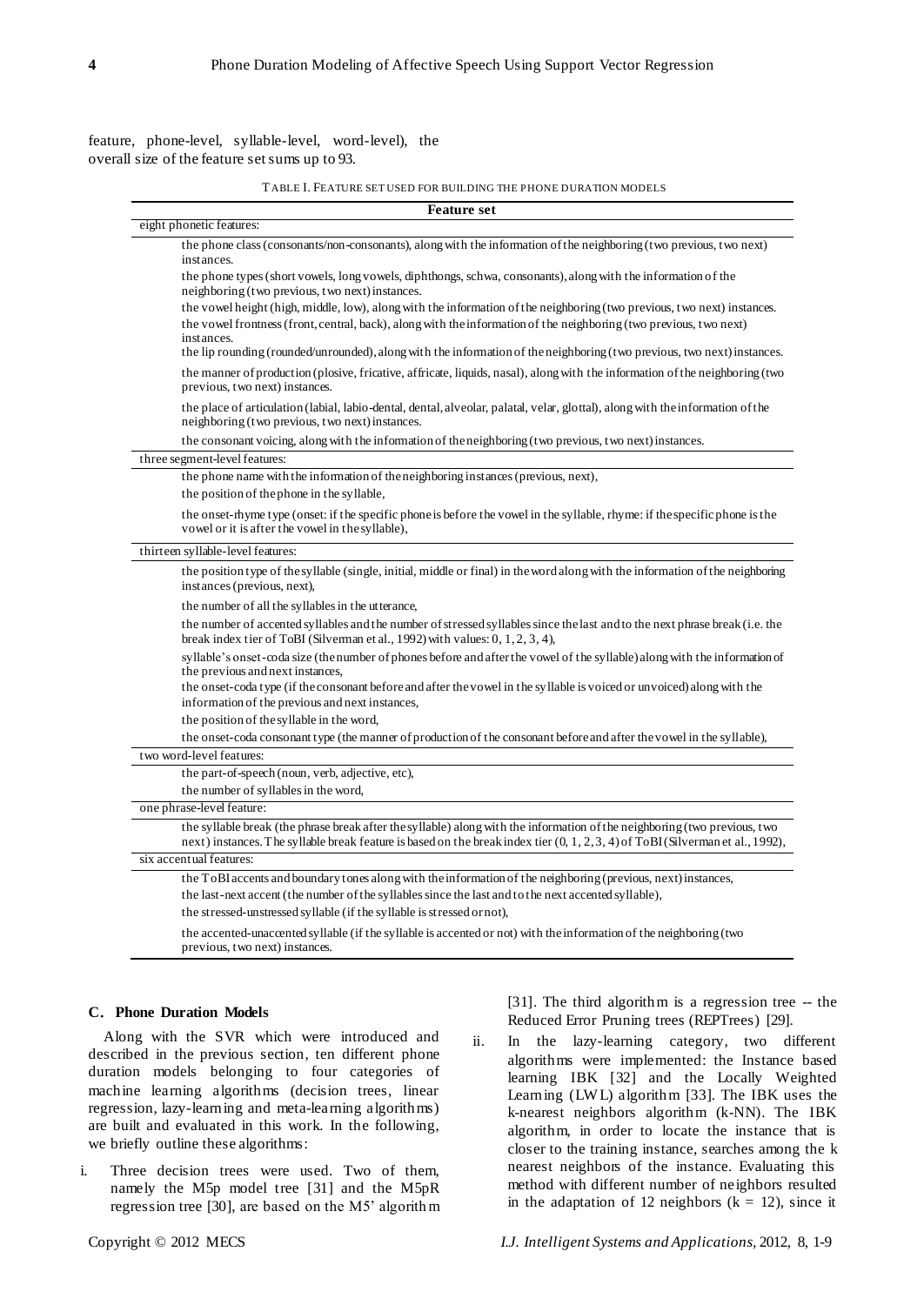feature, phone-level, syllable-level, word-level), the overall size of the feature set sums up to 93.

TABLE I. FEATURE SET USED FOR BUILDING THE PHONE DURATION MODELS

| Feature set |
|---|
| eight phonetic features: |
| the phone class (consonants/non-consonants), along with the information of the neighboring (two previous, two next) instances. |
| the phone types (short vowels, long vowels, diphthongs, schwa, consonants), along with the information of the neighboring (two previous, two next) instances. |
| the vowel height (high, middle, low), along with the information of the neighboring (two previous, two next) instances. |
| the vowel frontness (front, central, back), along with the information of the neighboring (two previous, two next) instances. |
| the lip rounding (rounded/unrounded), along with the information of the neighboring (two previous, two next) instances. |
| the manner of production (plosive, fricative, affricate, liquids, nasal), along with the information of the neighboring (two previous, two next) instances. |
| the place of articulation (labial, labio-dental, dental, alveolar, palatal, velar, glottal), along with the information of the neighboring (two previous, two next) instances. |
| the consonant voicing, along with the information of the neighboring (two previous, two next) instances. |
| three segment-level features: |
| the phone name with the information of the neighboring instances (previous, next), |
| the position of the phone in the syllable, |
| the onset-rhyme type (onset: if the specific phone is before the vowel in the syllable, rhyme: if the specific phone is the vowel or it is after the vowel in the syllable), |
| thirteen syllable-level features: |
| the position type of the syllable (single, initial, middle or final) in the word along with the information of the neighboring instances (previous, next), |
| the number of all the syllables in the utterance, |
| the number of accented syllables and the number of stressed syllables since the last and to the next phrase break (i.e. the break index tier of ToBI (Silverman et al., 1992) with values: 0, 1, 2, 3, 4), |
| syllable's onset-coda size (the number of phones before and after the vowel of the syllable) along with the information of the previous and next instances, |
| the onset-coda type (if the consonant before and after the vowel in the syllable is voiced or unvoiced) along with the information of the previous and next instances, |
| the position of the syllable in the word, |
| the onset-coda consonant type (the manner of production of the consonant before and after the vowel in the syllable), |
| two word-level features: |
| the part-of-speech (noun, verb, adjective, etc), |
| the number of syllables in the word, |
| one phrase-level feature: |
| the syllable break (the phrase break after the syllable) along with the information of the neighboring (two previous, two next) instances. The syllable break feature is based on the break index tier (0, 1, 2, 3, 4) of ToBI (Silverman et al., 1992), |
| six accentual features: |
| the ToBI accents and boundary tones along with the information of the neighboring (previous, next) instances, |
| the last-next accent (the number of the syllables since the last and to the next accented syllable), |
| the stressed-unstressed syllable (if the syllable is stressed or not), |
| the accented-unaccented syllable (if the syllable is accented or not) with the information of the neighboring (two previous, two next) instances. |

### C. Phone Duration Models

Along with the SVR which were introduced and described in the previous section, ten different phone duration models belonging to four categories of machine learning algorithms (decision trees, linear regression, lazy-learning and meta-learning algorithms) are built and evaluated in this work. In the following, we briefly outline these algorithms:

i. Three decision trees were used. Two of them, namely the M5p model tree [31] and the M5pR regression tree [30], are based on the M5' algorithm [31]. The third algorithm is a regression tree -- the Reduced Error Pruning trees (REPTrees) [29].

ii. In the lazy-learning category, two different algorithms were implemented: the Instance based learning IBK [32] and the Locally Weighted Learning (LWL) algorithm [33]. The IBK uses the k-nearest neighbors algorithm (k-NN). The IBK algorithm, in order to locate the instance that is closer to the training instance, searches among the k nearest neighbors of the instance. Evaluating this method with different number of neighbors resulted in the adaptation of 12 neighbors ($k = 12$), since it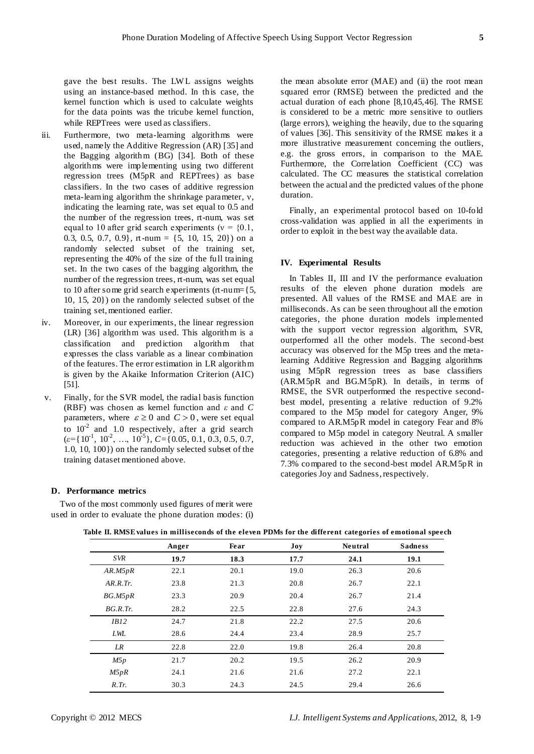gave the best results. The LWL assigns weights using an instance-based method. In this case, the kernel function which is used to calculate weights for the data points was the tricube kernel function, while REPTrees were used as classifiers.

iii. Furthermore, two meta-learning algorithms were used, namely the Additive Regression (AR) [35] and the Bagging algorithm (BG) [34]. Both of these algorithms were implementing using two different regression trees (M5pR and REPTrees) as base classifiers. In the two cases of additive regression meta-learning algorithm the shrinkage parameter, ν, indicating the learning rate, was set equal to 0.5 and the number of the regression trees, rt-num, was set equal to 10 after grid search experiments (ν = {0.1, 0.3, 0.5, 0.7, 0.9}, rt-num = {5, 10, 15, 20}) on a randomly selected subset of the training set, representing the 40% of the size of the full training set. In the two cases of the bagging algorithm, the number of the regression trees, rt-num, was set equal to 10 after some grid search experiments (rt-num={5, 10, 15, 20}) on the randomly selected subset of the training set, mentioned earlier.

iv. Moreover, in our experiments, the linear regression (LR) [36] algorithm was used. This algorithm is a classification and prediction algorithm that expresses the class variable as a linear combination of the features. The error estimation in LR algorithm is given by the Akaike Information Criterion (AIC) [51].

v. Finally, for the SVR model, the radial basis function (RBF) was chosen as kernel function and $\varepsilon$ and $C$ parameters, where $\varepsilon \geq 0$ and $C > 0$, were set equal to $10^{-2}$ and 1.0 respectively, after a grid search ($\varepsilon$={$10^{-1}$, $10^{-2}$, …, $10^{-5}$}, $C$={0.05, 0.1, 0.3, 0.5, 0.7, 1.0, 10, 100}) on the randomly selected subset of the training dataset mentioned above.

### D. Performance metrics

Two of the most commonly used figures of merit were used in order to evaluate the phone duration modes: (i) the mean absolute error (MAE) and (ii) the root mean squared error (RMSE) between the predicted and the actual duration of each phone [8,10,45,46]. The RMSE is considered to be a metric more sensitive to outliers (large errors), weighing the heavily, due to the squaring of values [36]. This sensitivity of the RMSE makes it a more illustrative measurement concerning the outliers, e.g. the gross errors, in comparison to the MAE. Furthermore, the Correlation Coefficient (CC) was calculated. The CC measures the statistical correlation between the actual and the predicted values of the phone duration.

Finally, an experimental protocol based on 10-fold cross-validation was applied in all the experiments in order to exploit in the best way the available data.

## IV. Experimental Results

In Tables II, III and IV the performance evaluation results of the eleven phone duration models are presented. All values of the RMSE and MAE are in milliseconds. As can be seen throughout all the emotion categories, the phone duration models implemented with the support vector regression algorithm, SVR, outperformed all the other models. The second-best accuracy was observed for the M5p trees and the meta-learning Additive Regression and Bagging algorithms using M5pR regression trees as base classifiers (AR.M5pR and BG.M5pR). In details, in terms of RMSE, the SVR outperformed the respective second-best model, presenting a relative reduction of 9.2% compared to the M5p model for category Anger, 9% compared to AR.M5pR model in category Fear and 8% compared to M5p model in category Neutral. A smaller reduction was achieved in the other two emotion categories, presenting a relative reduction of 6.8% and 7.3% compared to the second-best model AR.M5pR in categories Joy and Sadness, respectively.

**Table II. RMSE values in milliseconds of the eleven PDMs for the different categories of emotional speech**

| | Anger | Fear | Joy | Neutral | Sadness |
|---|---|---|---|---|---|
| *SVR* | **19.7** | **18.3** | **17.7** | **24.1** | **19.1** |
| *AR.M5pR* | 22.1 | 20.1 | 19.0 | 26.3 | 20.6 |
| *AR.R.Tr.* | 23.8 | 21.3 | 20.8 | 26.7 | 22.1 |
| *BG.M5pR* | 23.3 | 20.9 | 20.4 | 26.7 | 21.4 |
| *BG.R.Tr.* | 28.2 | 22.5 | 22.8 | 27.6 | 24.3 |
| *IB12* | 24.7 | 21.8 | 22.2 | 27.5 | 20.6 |
| *LWL* | 28.6 | 24.4 | 23.4 | 28.9 | 25.7 |
| *LR* | 22.8 | 22.0 | 19.8 | 26.4 | 20.8 |
| *M5p* | 21.7 | 20.2 | 19.5 | 26.2 | 20.9 |
| *M5pR* | 24.1 | 21.6 | 21.6 | 27.2 | 22.1 |
| *R.Tr.* | 30.3 | 24.3 | 24.5 | 29.4 | 26.6 |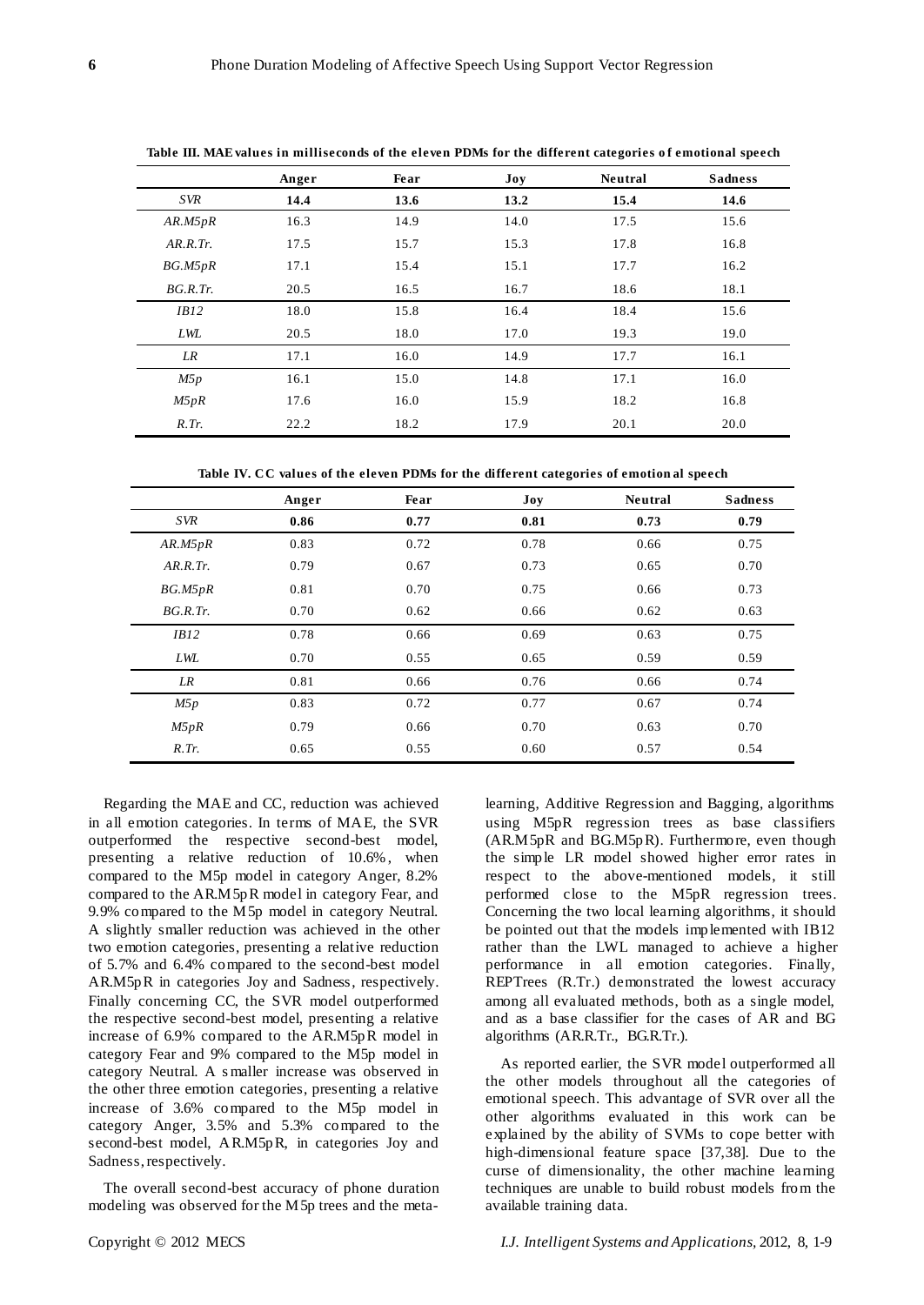**Table III. MAE values in milliseconds of the eleven PDMs for the different categories of emotional speech**

| | Anger | Fear | Joy | Neutral | Sadness |
|---|---|---|---|---|---|
| *SVR* | **14.4** | **13.6** | **13.2** | **15.4** | **14.6** |
| *AR.M5pR* | 16.3 | 14.9 | 14.0 | 17.5 | 15.6 |
| *AR.R.Tr.* | 17.5 | 15.7 | 15.3 | 17.8 | 16.8 |
| *BG.M5pR* | 17.1 | 15.4 | 15.1 | 17.7 | 16.2 |
| *BG.R.Tr.* | 20.5 | 16.5 | 16.7 | 18.6 | 18.1 |
| *IB12* | 18.0 | 15.8 | 16.4 | 18.4 | 15.6 |
| *LWL* | 20.5 | 18.0 | 17.0 | 19.3 | 19.0 |
| *LR* | 17.1 | 16.0 | 14.9 | 17.7 | 16.1 |
| *M5p* | 16.1 | 15.0 | 14.8 | 17.1 | 16.0 |
| *M5pR* | 17.6 | 16.0 | 15.9 | 18.2 | 16.8 |
| *R.Tr.* | 22.2 | 18.2 | 17.9 | 20.1 | 20.0 |

**Table IV. CC values of the eleven PDMs for the different categories of emotional speech**

| | Anger | Fear | Joy | Neutral | Sadness |
|---|---|---|---|---|---|
| *SVR* | **0.86** | **0.77** | **0.81** | **0.73** | **0.79** |
| *AR.M5pR* | 0.83 | 0.72 | 0.78 | 0.66 | 0.75 |
| *AR.R.Tr.* | 0.79 | 0.67 | 0.73 | 0.65 | 0.70 |
| *BG.M5pR* | 0.81 | 0.70 | 0.75 | 0.66 | 0.73 |
| *BG.R.Tr.* | 0.70 | 0.62 | 0.66 | 0.62 | 0.63 |
| *IB12* | 0.78 | 0.66 | 0.69 | 0.63 | 0.75 |
| *LWL* | 0.70 | 0.55 | 0.65 | 0.59 | 0.59 |
| *LR* | 0.81 | 0.66 | 0.76 | 0.66 | 0.74 |
| *M5p* | 0.83 | 0.72 | 0.77 | 0.67 | 0.74 |
| *M5pR* | 0.79 | 0.66 | 0.70 | 0.63 | 0.70 |
| *R.Tr.* | 0.65 | 0.55 | 0.60 | 0.57 | 0.54 |

Regarding the MAE and CC, reduction was achieved in all emotion categories. In terms of MAE, the SVR outperformed the respective second-best model, presenting a relative reduction of 10.6%, when compared to the M5p model in category Anger, 8.2% compared to the AR.M5pR model in category Fear, and 9.9% compared to the M5p model in category Neutral. A slightly smaller reduction was achieved in the other two emotion categories, presenting a relative reduction of 5.7% and 6.4% compared to the second-best model AR.M5pR in categories Joy and Sadness, respectively. Finally concerning CC, the SVR model outperformed the respective second-best model, presenting a relative increase of 6.9% compared to the AR.M5pR model in category Fear and 9% compared to the M5p model in category Neutral. A smaller increase was observed in the other three emotion categories, presenting a relative increase of 3.6% compared to the M5p model in category Anger, 3.5% and 5.3% compared to the second-best model, AR.M5pR, in categories Joy and Sadness, respectively.

The overall second-best accuracy of phone duration modeling was observed for the M5p trees and the meta-learning, Additive Regression and Bagging, algorithms using M5pR regression trees as base classifiers (AR.M5pR and BG.M5pR). Furthermore, even though the simple LR model showed higher error rates in respect to the above-mentioned models, it still performed close to the M5pR regression trees. Concerning the two local learning algorithms, it should be pointed out that the models implemented with IB12 rather than the LWL managed to achieve a higher performance in all emotion categories. Finally, REPTrees (R.Tr.) demonstrated the lowest accuracy among all evaluated methods, both as a single model, and as a base classifier for the cases of AR and BG algorithms (AR.R.Tr., BG.R.Tr.).

As reported earlier, the SVR model outperformed all the other models throughout all the categories of emotional speech. This advantage of SVR over all the other algorithms evaluated in this work can be explained by the ability of SVMs to cope better with high-dimensional feature space [37,38]. Due to the curse of dimensionality, the other machine learning techniques are unable to build robust models from the available training data.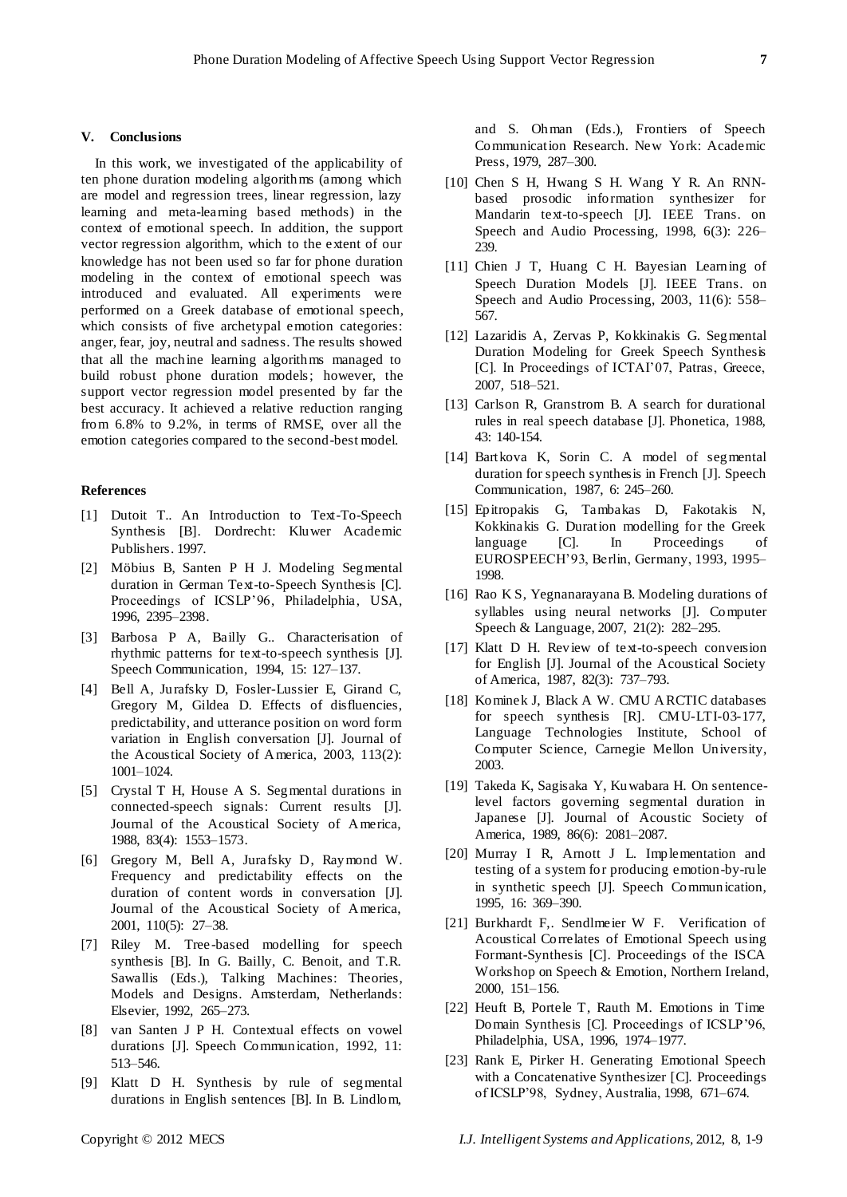## V. Conclusions

In this work, we investigated of the applicability of ten phone duration modeling algorithms (among which are model and regression trees, linear regression, lazy learning and meta-learning based methods) in the context of emotional speech. In addition, the support vector regression algorithm, which to the extent of our knowledge has not been used so far for phone duration modeling in the context of emotional speech was introduced and evaluated. All experiments were performed on a Greek database of emotional speech, which consists of five archetypal emotion categories: anger, fear, joy, neutral and sadness. The results showed that all the machine learning algorithms managed to build robust phone duration models; however, the support vector regression model presented by far the best accuracy. It achieved a relative reduction ranging from 6.8% to 9.2%, in terms of RMSE, over all the emotion categories compared to the second-best model.

## References

- [1] Dutoit T.. An Introduction to Text-To-Speech Synthesis [B]. Dordrecht: Kluwer Academic Publishers. 1997.
- [2] Möbius B, Santen P H J. Modeling Segmental duration in German Text-to-Speech Synthesis [C]. Proceedings of ICSLP'96, Philadelphia, USA, 1996, 2395–2398.
- [3] Barbosa P A, Bailly G.. Characterisation of rhythmic patterns for text-to-speech synthesis [J]. Speech Communication, 1994, 15: 127–137.
- [4] Bell A, Jurafsky D, Fosler-Lussier E, Girand C, Gregory M, Gildea D. Effects of disfluencies, predictability, and utterance position on word form variation in English conversation [J]. Journal of the Acoustical Society of America, 2003, 113(2): 1001–1024.
- [5] Crystal T H, House A S. Segmental durations in connected-speech signals: Current results [J]. Journal of the Acoustical Society of America, 1988, 83(4): 1553–1573.
- [6] Gregory M, Bell A, Jurafsky D, Raymond W. Frequency and predictability effects on the duration of content words in conversation [J]. Journal of the Acoustical Society of America, 2001, 110(5): 27–38.
- [7] Riley M. Tree-based modelling for speech synthesis [B]. In G. Bailly, C. Benoit, and T.R. Sawallis (Eds.), Talking Machines: Theories, Models and Designs. Amsterdam, Netherlands: Elsevier, 1992, 265–273.
- [8] van Santen J P H. Contextual effects on vowel durations [J]. Speech Communication, 1992, 11: 513–546.
- [9] Klatt D H. Synthesis by rule of segmental durations in English sentences [B]. In B. Lindlom, and S. Ohman (Eds.), Frontiers of Speech Communication Research. New York: Academic Press, 1979, 287–300.
- [10] Chen S H, Hwang S H. Wang Y R. An RNN-based prosodic information synthesizer for Mandarin text-to-speech [J]. IEEE Trans. on Speech and Audio Processing, 1998, 6(3): 226–239.
- [11] Chien J T, Huang C H. Bayesian Learning of Speech Duration Models [J]. IEEE Trans. on Speech and Audio Processing, 2003, 11(6): 558–567.
- [12] Lazaridis A, Zervas P, Kokkinakis G. Segmental Duration Modeling for Greek Speech Synthesis [C]. In Proceedings of ICTAI'07, Patras, Greece, 2007, 518–521.
- [13] Carlson R, Granstrom B. A search for durational rules in real speech database [J]. Phonetica, 1988, 43: 140-154.
- [14] Bartkova K, Sorin C. A model of segmental duration for speech synthesis in French [J]. Speech Communication, 1987, 6: 245–260.
- [15] Epitropakis G, Tambakas D, Fakotakis N, Kokkinakis G. Duration modelling for the Greek language [C]. In Proceedings of EUROSPEECH'93, Berlin, Germany, 1993, 1995–1998.
- [16] Rao K S, Yegnanarayana B. Modeling durations of syllables using neural networks [J]. Computer Speech & Language, 2007, 21(2): 282–295.
- [17] Klatt D H. Review of text-to-speech conversion for English [J]. Journal of the Acoustical Society of America, 1987, 82(3): 737–793.
- [18] Kominek J, Black A W. CMU ARCTIC databases for speech synthesis [R]. CMU-LTI-03-177, Language Technologies Institute, School of Computer Science, Carnegie Mellon University, 2003.
- [19] Takeda K, Sagisaka Y, Kuwabara H. On sentence-level factors governing segmental duration in Japanese [J]. Journal of Acoustic Society of America, 1989, 86(6): 2081–2087.
- [20] Murray I R, Arnott J L. Implementation and testing of a system for producing emotion-by-rule in synthetic speech [J]. Speech Communication, 1995, 16: 369–390.
- [21] Burkhardt F,. Sendlmeier W F. Verification of Acoustical Correlates of Emotional Speech using Formant-Synthesis [C]. Proceedings of the ISCA Workshop on Speech & Emotion, Northern Ireland, 2000, 151–156.
- [22] Heuft B, Portele T, Rauth M. Emotions in Time Domain Synthesis [C]. Proceedings of ICSLP'96, Philadelphia, USA, 1996, 1974–1977.
- [23] Rank E, Pirker H. Generating Emotional Speech with a Concatenative Synthesizer [C]. Proceedings of ICSLP'98, Sydney, Australia, 1998, 671–674.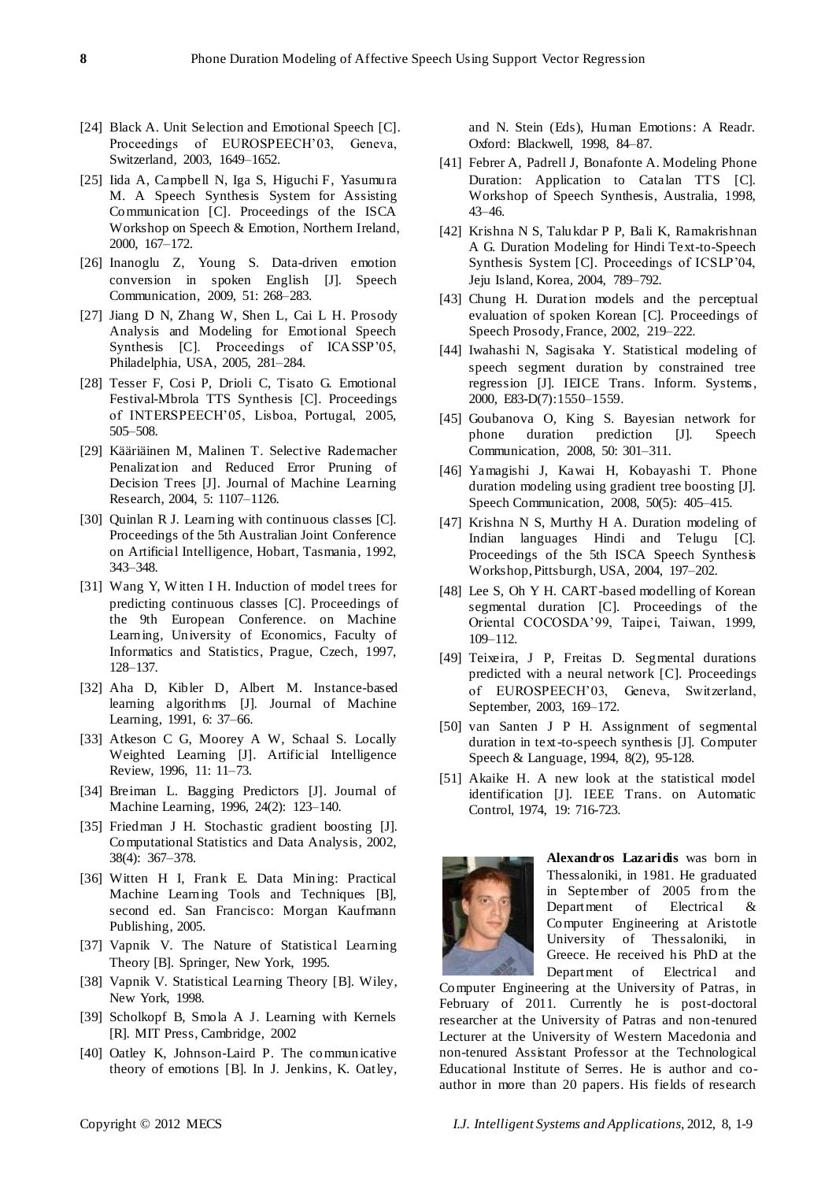[24] Black A. Unit Selection and Emotional Speech [C]. Proceedings of EUROSPEECH'03, Geneva, Switzerland, 2003, 1649–1652.

[25] Iida A, Campbell N, Iga S, Higuchi F, Yasumura M. A Speech Synthesis System for Assisting Communication [C]. Proceedings of the ISCA Workshop on Speech & Emotion, Northern Ireland, 2000, 167–172.

[26] Inanoglu Z, Young S. Data-driven emotion conversion in spoken English [J]. Speech Communication, 2009, 51: 268–283.

[27] Jiang D N, Zhang W, Shen L, Cai L H. Prosody Analysis and Modeling for Emotional Speech Synthesis [C]. Proceedings of ICASSP'05, Philadelphia, USA, 2005, 281–284.

[28] Tesser F, Cosi P, Drioli C, Tisato G. Emotional Festival-Mbrola TTS Synthesis [C]. Proceedings of INTERSPEECH'05, Lisboa, Portugal, 2005, 505–508.

[29] Kääriäinen M, Malinen T. Selective Rademacher Penalization and Reduced Error Pruning of Decision Trees [J]. Journal of Machine Learning Research, 2004, 5: 1107–1126.

[30] Quinlan R J. Learning with continuous classes [C]. Proceedings of the 5th Australian Joint Conference on Artificial Intelligence, Hobart, Tasmania, 1992, 343–348.

[31] Wang Y, Witten I H. Induction of model trees for predicting continuous classes [C]. Proceedings of the 9th European Conference. on Machine Learning, University of Economics, Faculty of Informatics and Statistics, Prague, Czech, 1997, 128–137.

[32] Aha D, Kibler D, Albert M. Instance-based learning algorithms [J]. Journal of Machine Learning, 1991, 6: 37–66.

[33] Atkeson C G, Moorey A W, Schaal S. Locally Weighted Learning [J]. Artificial Intelligence Review, 1996, 11: 11–73.

[34] Breiman L. Bagging Predictors [J]. Journal of Machine Learning, 1996, 24(2): 123–140.

[35] Friedman J H. Stochastic gradient boosting [J]. Computational Statistics and Data Analysis, 2002, 38(4): 367–378.

[36] Witten H I, Frank E. Data Mining: Practical Machine Learning Tools and Techniques [B], second ed. San Francisco: Morgan Kaufmann Publishing, 2005.

[37] Vapnik V. The Nature of Statistical Learning Theory [B]. Springer, New York, 1995.

[38] Vapnik V. Statistical Learning Theory [B]. Wiley, New York, 1998.

[39] Scholkopf B, Smola A J. Learning with Kernels [R]. MIT Press, Cambridge, 2002

[40] Oatley K, Johnson-Laird P. The communicative theory of emotions [B]. In J. Jenkins, K. Oatley, and N. Stein (Eds), Human Emotions: A Readr. Oxford: Blackwell, 1998, 84–87.

[41] Febrer A, Padrell J, Bonafonte A. Modeling Phone Duration: Application to Catalan TTS [C]. Workshop of Speech Synthesis, Australia, 1998, 43–46.

[42] Krishna N S, Talukdar P P, Bali K, Ramakrishnan A G. Duration Modeling for Hindi Text-to-Speech Synthesis System [C]. Proceedings of ICSLP'04, Jeju Island, Korea, 2004, 789–792.

[43] Chung H. Duration models and the perceptual evaluation of spoken Korean [C]. Proceedings of Speech Prosody, France, 2002, 219–222.

[44] Iwahashi N, Sagisaka Y. Statistical modeling of speech segment duration by constrained tree regression [J]. IEICE Trans. Inform. Systems, 2000, E83-D(7):1550–1559.

[45] Goubanova O, King S. Bayesian network for phone duration prediction [J]. Speech Communication, 2008, 50: 301–311.

[46] Yamagishi J, Kawai H, Kobayashi T. Phone duration modeling using gradient tree boosting [J]. Speech Communication, 2008, 50(5): 405–415.

[47] Krishna N S, Murthy H A. Duration modeling of Indian languages Hindi and Telugu [C]. Proceedings of the 5th ISCA Speech Synthesis Workshop, Pittsburgh, USA, 2004, 197–202.

[48] Lee S, Oh Y H. CART-based modelling of Korean segmental duration [C]. Proceedings of the Oriental COCOSDA'99, Taipei, Taiwan, 1999, 109–112.

[49] Teixeira, J P, Freitas D. Segmental durations predicted with a neural network [C]. Proceedings of EUROSPEECH'03, Geneva, Switzerland, September, 2003, 169–172.

[50] van Santen J P H. Assignment of segmental duration in text-to-speech synthesis [J]. Computer Speech & Language, 1994, 8(2), 95-128.

[51] Akaike H. A new look at the statistical model identification [J]. IEEE Trans. on Automatic Control, 1974, 19: 716-723.

**Alexandros Lazaridis** was born in Thessaloniki, in 1981. He graduated in September of 2005 from the Department of Electrical & Computer Engineering at Aristotle University of Thessaloniki, in Greece. He received his PhD at the Department of Electrical and Computer Engineering at the University of Patras, in February of 2011. Currently he is post-doctoral researcher at the University of Patras and non-tenured Lecturer at the University of Western Macedonia and non-tenured Assistant Professor at the Technological Educational Institute of Serres. He is author and co-author in more than 20 papers. His fields of research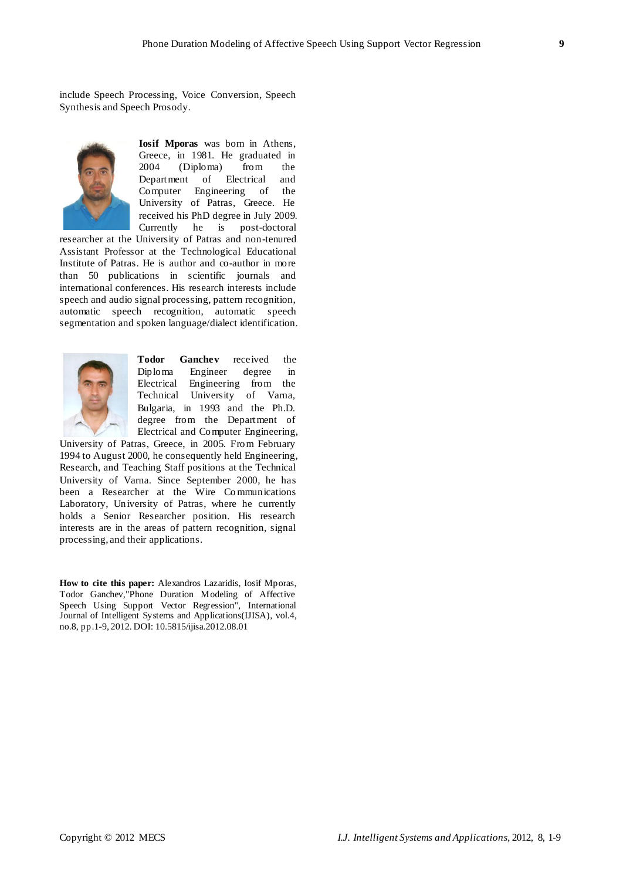include Speech Processing, Voice Conversion, Speech Synthesis and Speech Prosody.

**Iosif Mporas** was born in Athens, Greece, in 1981. He graduated in 2004 (Diploma) from the Department of Electrical and Computer Engineering of the University of Patras, Greece. He received his PhD degree in July 2009. Currently he is post-doctoral researcher at the University of Patras and non-tenured Assistant Professor at the Technological Educational Institute of Patras. He is author and co-author in more than 50 publications in scientific journals and international conferences. His research interests include speech and audio signal processing, pattern recognition, automatic speech recognition, automatic speech segmentation and spoken language/dialect identification.

**Todor Ganchev** received the Diploma Engineer degree in Electrical Engineering from the Technical University of Varna, Bulgaria, in 1993 and the Ph.D. degree from the Department of Electrical and Computer Engineering, University of Patras, Greece, in 2005. From February 1994 to August 2000, he consequently held Engineering, Research, and Teaching Staff positions at the Technical University of Varna. Since September 2000, he has been a Researcher at the Wire Communications Laboratory, University of Patras, where he currently holds a Senior Researcher position. His research interests are in the areas of pattern recognition, signal processing, and their applications.

**How to cite this paper:** Alexandros Lazaridis, Iosif Mporas, Todor Ganchev,"Phone Duration Modeling of Affective Speech Using Support Vector Regression", International Journal of Intelligent Systems and Applications(IJISA), vol.4, no.8, pp.1-9, 2012. DOI: 10.5815/ijisa.2012.08.01